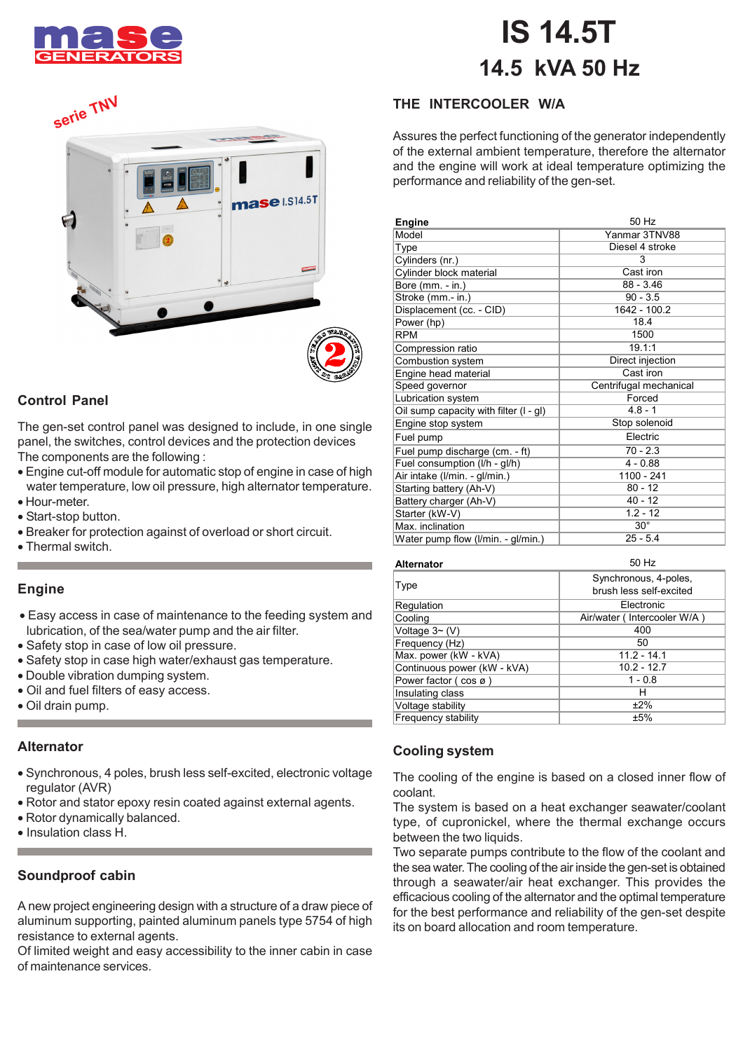# IS 14.5T

## 14.5 kVA 50 Hz

serie TNV

## Control Panel

The gen-set control panel was designed to include, in one single panel, the switches, control devices and the protection devices The components are the following :

- Engine cut-off module for automatic stop of engine in case of high water temperature, low oil pressure, high alternator temperature.
- Hour-meter.
- Start-stop button.
- Breaker for protection against of overload or short circuit.
- Thermal switch.

## Engine

- Easy access in case of maintenance to the feeding system and lubrication, of the sea/water pump and the air filter.
- Safety stop in case of low oil pressure.
- Safety stop in case high water/exhaust gas temperature.
- Double vibration dumping system.
- Oil and fuel filters of easy access.
- Oil drain pump.

## Alternator

- Synchronous, 4 poles, brush less self-excited, electronic voltage regulator (AVR)
- Rotor and stator epoxy resin coated against external agents.
- Rotor dynamically balanced.
- Insulation class H.

## Soundproof cabin

A new project engineering design with a structure of a draw piece of aluminum supporting, painted aluminum panels type 5754 of high resistance to external agents.
Of limited weight and easy accessibility to the inner cabin in case of maintenance services.

## THE INTERCOOLER W/A

Assures the perfect functioning of the generator independently of the external ambient temperature, therefore the alternator and the engine will work at ideal temperature optimizing the performance and reliability of the gen-set.

| **Engine** | 50 Hz |
|---|---|
| Model | Yanmar 3TNV88 |
| Type | Diesel 4 stroke |
| Cylinders (nr.) | 3 |
| Cylinder block material | Cast iron |
| Bore (mm. - in.) | 88 - 3.46 |
| Stroke (mm.- in.) | 90 - 3.5 |
| Displacement (cc. - CID) | 1642 - 100.2 |
| Power (hp) | 18.4 |
| RPM | 1500 |
| Compression ratio | 19.1:1 |
| Combustion system | Direct injection |
| Engine head material | Cast iron |
| Speed governor | Centrifugal mechanical |
| Lubrication system | Forced |
| Oil sump capacity with filter (l - gl) | 4.8 - 1 |
| Engine stop system | Stop solenoid |
| Fuel pump | Electric |
| Fuel pump discharge (cm. - ft) | 70 - 2.3 |
| Fuel consumption (l/h - gl/h) | 4 - 0.88 |
| Air intake (l/min. - gl/min.) | 1100 - 241 |
| Starting battery (Ah-V) | 80 - 12 |
| Battery charger (Ah-V) | 40 - 12 |
| Starter (kW-V) | 1.2 - 12 |
| Max. inclination | 30° |
| Water pump flow (l/min. - gl/min.) | 25 - 5.4 |

| **Alternator** | 50 Hz |
|---|---|
| Type | Synchronous, 4-poles, brush less self-excited |
| Regulation | Electronic |
| Cooling | Air/water ( Intercooler W/A ) |
| Voltage 3~ (V) | 400 |
| Frequency (Hz) | 50 |
| Max. power (kW - kVA) | 11.2 - 14.1 |
| Continuous power (kW - kVA) | 10.2 - 12.7 |
| Power factor ( cos ø ) | 1 - 0.8 |
| Insulating class | H |
| Voltage stability | ±2% |
| Frequency stability | ±5% |

## Cooling system

The cooling of the engine is based on a closed inner flow of coolant.
The system is based on a heat exchanger seawater/coolant type, of cupronickel, where the thermal exchange occurs between the two liquids.
Two separate pumps contribute to the flow of the coolant and the sea water. The cooling of the air inside the gen-set is obtained through a seawater/air heat exchanger. This provides the efficacious cooling of the alternator and the optimal temperature for the best performance and reliability of the gen-set despite its on board allocation and room temperature.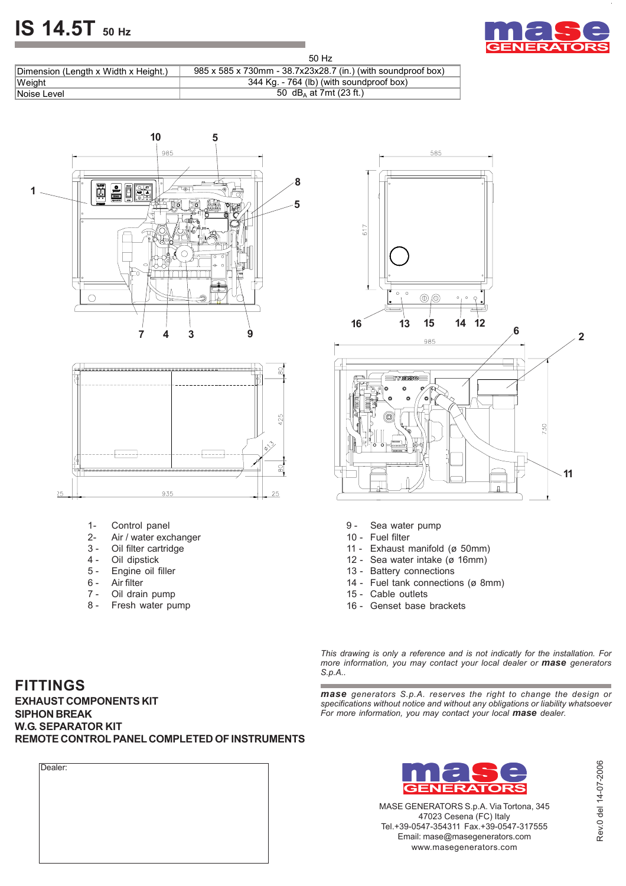# IS 14.5T 50 Hz

| | 50 Hz |
|---|---|
| Dimension (Length x Width x Height.) | 985 x 585 x 730mm - 38.7x23x28.7 (in.) (with soundproof box) |
| Weight | 344 Kg. - 764 (lb) (with soundproof box) |
| Noise Level | 50 $dB_A$ at 7mt (23 ft.) |

1- Control panel
2- Air / water exchanger
3 - Oil filter cartridge
4 - Oil dipstick
5 - Engine oil filler
6 - Air filter
7 - Oil drain pump
8 - Fresh water pump
9 - Sea water pump
10 - Fuel filter
11 - Exhaust manifold (ø 50mm)
12 - Sea water intake (ø 16mm)
13 - Battery connections
14 - Fuel tank connections (ø 8mm)
15 - Cable outlets
16 - Genset base brackets

*This drawing is only a reference and is not indictly for the installation. For more information, you may contact your local dealer or **mase** generators S.p.A..*

*__mase__ generators S.p.A. reserves the right to change the design or specifications without notice and without any obligations or liability whatsoever For more information, you may contact your local __mase__ dealer.*

## FITTINGS

**EXHAUST COMPONENTS KIT**
**SIPHON BREAK**
**W.G. SEPARATOR KIT**
**REMOTE CONTROL PANEL COMPLETED OF INSTRUMENTS**

Dealer:

MASE GENERATORS S.p.A. Via Tortona, 345
47023 Cesena (FC) Italy
Tel.+39-0547-354311 Fax.+39-0547-317555
Email: mase@masegenerators.com
www.masegenerators.com

Rev.0 del 14-07-2006